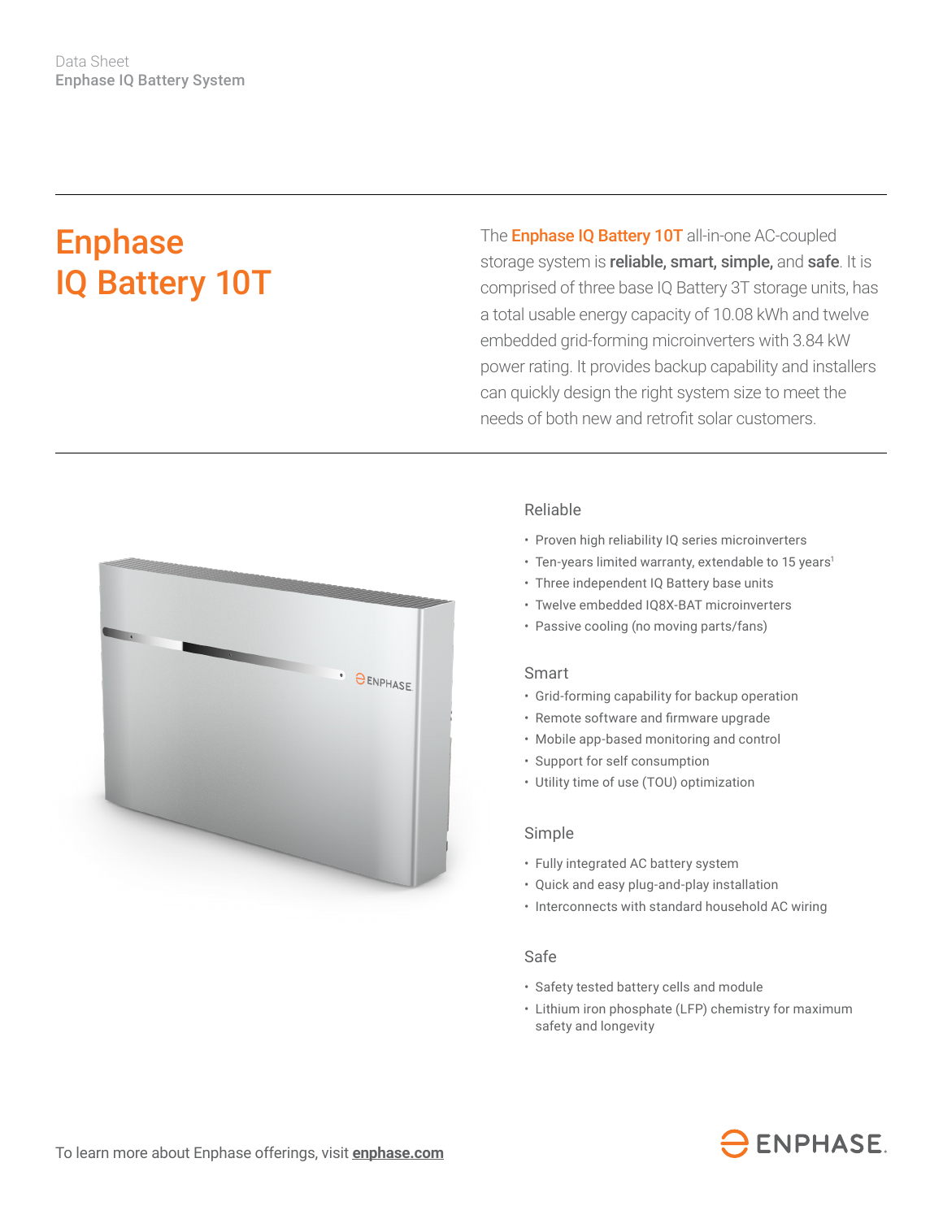Data Sheet
Enphase IQ Battery System

# Enphase IQ Battery 10T

The **Enphase IQ Battery 10T** all-in-one AC-coupled storage system is **reliable, smart, simple,** and **safe**. It is comprised of three base IQ Battery 3T storage units, has a total usable energy capacity of 10.08 kWh and twelve embedded grid-forming microinverters with 3.84 kW power rating. It provides backup capability and installers can quickly design the right system size to meet the needs of both new and retrofit solar customers.

## Reliable

- Proven high reliability IQ series microinverters
- Ten-years limited warranty, extendable to 15 years[1]
- Three independent IQ Battery base units
- Twelve embedded IQ8X-BAT microinverters
- Passive cooling (no moving parts/fans)

## Smart

- Grid-forming capability for backup operation
- Remote software and firmware upgrade
- Mobile app-based monitoring and control
- Support for self consumption
- Utility time of use (TOU) optimization

## Simple

- Fully integrated AC battery system
- Quick and easy plug-and-play installation
- Interconnects with standard household AC wiring

## Safe

- Safety tested battery cells and module
- Lithium iron phosphate (LFP) chemistry for maximum safety and longevity

To learn more about Enphase offerings, visit **enphase.com**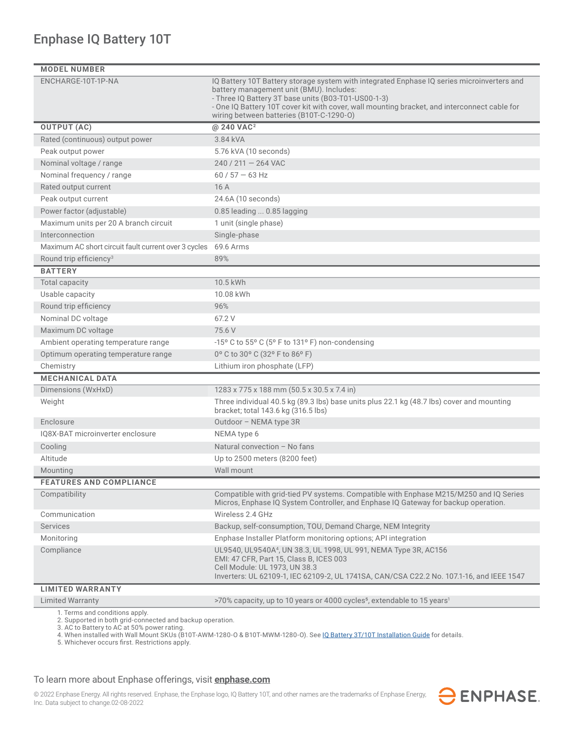# Enphase IQ Battery 10T

| MODEL NUMBER | |
|---|---|
| ENCHARGE-10T-1P-NA | IQ Battery 10T Battery storage system with integrated Enphase IQ series microinverters and battery management unit (BMU). Includes:<br>- Three IQ Battery 3T base units (B03-T01-US00-1-3)<br>- One IQ Battery 10T cover kit with cover, wall mounting bracket, and interconnect cable for wiring between batteries (B10T-C-1290-O) |
| **OUTPUT (AC)** | **@ 240 VAC[2]** |
| Rated (continuous) output power | 3.84 kVA |
| Peak output power | 5.76 kVA (10 seconds) |
| Nominal voltage / range | 240 / 211 — 264 VAC |
| Nominal frequency / range | 60 / 57 — 63 Hz |
| Rated output current | 16 A |
| Peak output current | 24.6A (10 seconds) |
| Power factor (adjustable) | 0.85 leading ... 0.85 lagging |
| Maximum units per 20 A branch circuit | 1 unit (single phase) |
| Interconnection | Single-phase |
| Maximum AC short circuit fault current over 3 cycles | 69.6 Arms |
| Round trip efficiency[3] | 89% |
| **BATTERY** | |
| Total capacity | 10.5 kWh |
| Usable capacity | 10.08 kWh |
| Round trip efficiency | 96% |
| Nominal DC voltage | 67.2 V |
| Maximum DC voltage | 75.6 V |
| Ambient operating temperature range | -15º C to 55º C (5º F to 131º F) non-condensing |
| Optimum operating temperature range | 0º C to 30º C (32º F to 86º F) |
| Chemistry | Lithium iron phosphate (LFP) |
| **MECHANICAL DATA** | |
| Dimensions (WxHxD) | 1283 x 775 x 188 mm (50.5 x 30.5 x 7.4 in) |
| Weight | Three individual 40.5 kg (89.3 lbs) base units plus 22.1 kg (48.7 lbs) cover and mounting bracket; total 143.6 kg (316.5 lbs) |
| Enclosure | Outdoor – NEMA type 3R |
| IQ8X-BAT microinverter enclosure | NEMA type 6 |
| Cooling | Natural convection – No fans |
| Altitude | Up to 2500 meters (8200 feet) |
| Mounting | Wall mount |
| **FEATURES AND COMPLIANCE** | |
| Compatibility | Compatible with grid-tied PV systems. Compatible with Enphase M215/M250 and IQ Series Micros, Enphase IQ System Controller, and Enphase IQ Gateway for backup operation. |
| Communication | Wireless 2.4 GHz |
| Services | Backup, self-consumption, TOU, Demand Charge, NEM Integrity |
| Monitoring | Enphase Installer Platform monitoring options; API integration |
| Compliance | UL9540, UL9540A[4], UN 38.3, UL 1998, UL 991, NEMA Type 3R, AC156<br>EMI: 47 CFR, Part 15, Class B, ICES 003<br>Cell Module: UL 1973, UN 38.3<br>Inverters: UL 62109-1, IEC 62109-2, UL 1741SA, CAN/CSA C22.2 No. 107.1-16, and IEEE 1547 |
| **LIMITED WARRANTY** | |
| Limited Warranty | >70% capacity, up to 10 years or 4000 cycles[5], extendable to 15 years[1] |

1. Terms and conditions apply.
2. Supported in both grid-connected and backup operation.
3. AC to Battery to AC at 50% power rating.
4. When installed with Wall Mount SKUs (B10T-AWM-1280-O & B10T-MWM-1280-O). See IQ Battery 3T/10T Installation Guide for details.
5. Whichever occurs first. Restrictions apply.

To learn more about Enphase offerings, visit **enphase.com**

© 2022 Enphase Energy. All rights reserved. Enphase, the Enphase logo, IQ Battery 10T, and other names are the trademarks of Enphase Energy, Inc. Data subject to change.02-08-2022